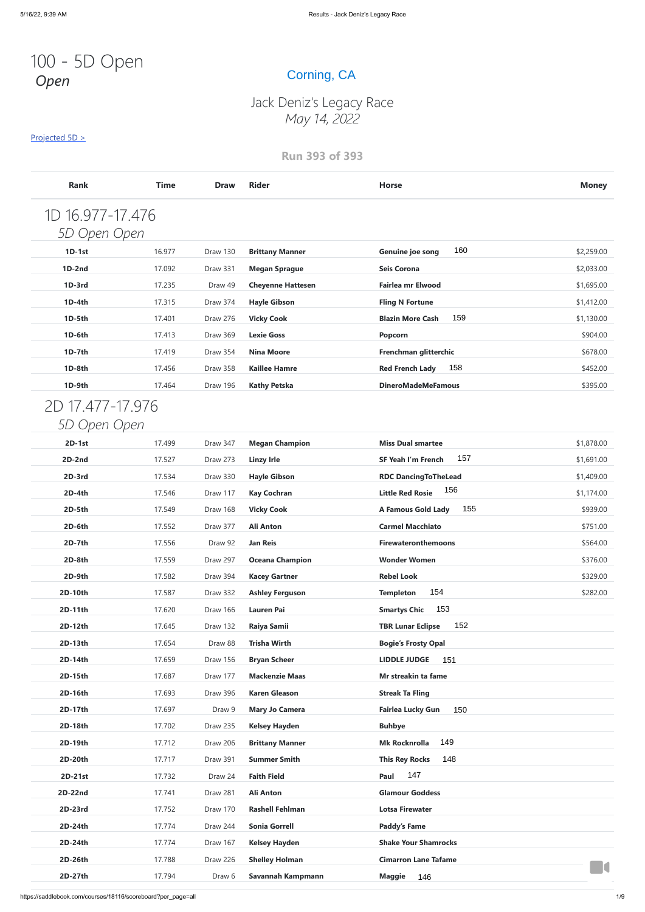# 100 - 5D Open

*Open*

Corning, CA

## Jack Deniz's Legacy Race

*May 14, 2022*

Projected 5D >

**Run 393 of 393**

| Rank | Time | Draw | Rider | Horse | | Money |
|---|---|---|---|---|---|---|
| **1D 16.977-17.476** | | | | | | |
| *5D Open Open* | | | | | | |
| 1D-1st | 16.977 | Draw 130 | Brittany Manner | Genuine joe song | 160 | $2,259.00 |
| 1D-2nd | 17.092 | Draw 331 | Megan Sprague | Seis Corona | | $2,033.00 |
| 1D-3rd | 17.235 | Draw 49 | Cheyenne Hattesen | Fairlea mr Elwood | | $1,695.00 |
| 1D-4th | 17.315 | Draw 374 | Hayle Gibson | Fling N Fortune | | $1,412.00 |
| 1D-5th | 17.401 | Draw 276 | Vicky Cook | Blazin More Cash | 159 | $1,130.00 |
| 1D-6th | 17.413 | Draw 369 | Lexie Goss | Popcorn | | $904.00 |
| 1D-7th | 17.419 | Draw 354 | Nina Moore | Frenchman glitterchic | | $678.00 |
| 1D-8th | 17.456 | Draw 358 | Kaillee Hamre | Red French Lady | 158 | $452.00 |
| 1D-9th | 17.464 | Draw 196 | Kathy Petska | DineroMadeMeFamous | | $395.00 |
| **2D 17.477-17.976** | | | | | | |
| *5D Open Open* | | | | | | |
| 2D-1st | 17.499 | Draw 347 | Megan Champion | Miss Dual smartee | | $1,878.00 |
| 2D-2nd | 17.527 | Draw 273 | Linzy Irle | SF Yeah I'm French | 157 | $1,691.00 |
| 2D-3rd | 17.534 | Draw 330 | Hayle Gibson | RDC DancingToTheLead | | $1,409.00 |
| 2D-4th | 17.546 | Draw 117 | Kay Cochran | Little Red Rosie | 156 | $1,174.00 |
| 2D-5th | 17.549 | Draw 168 | Vicky Cook | A Famous Gold Lady | 155 | $939.00 |
| 2D-6th | 17.552 | Draw 377 | Ali Anton | Carmel Macchiato | | $751.00 |
| 2D-7th | 17.556 | Draw 92 | Jan Reis | Firewateronthemoons | | $564.00 |
| 2D-8th | 17.559 | Draw 297 | Oceana Champion | Wonder Women | | $376.00 |
| 2D-9th | 17.582 | Draw 394 | Kacey Gartner | Rebel Look | | $329.00 |
| 2D-10th | 17.587 | Draw 332 | Ashley Ferguson | Templeton | 154 | $282.00 |
| 2D-11th | 17.620 | Draw 166 | Lauren Pai | Smartys Chic | 153 | |
| 2D-12th | 17.645 | Draw 132 | Raiya Samii | TBR Lunar Eclipse | 152 | |
| 2D-13th | 17.654 | Draw 88 | Trisha Wirth | Bogie's Frosty Opal | | |
| 2D-14th | 17.659 | Draw 156 | Bryan Scheer | LIDDLE JUDGE | 151 | |
| 2D-15th | 17.687 | Draw 177 | Mackenzie Maas | Mr streakin ta fame | | |
| 2D-16th | 17.693 | Draw 396 | Karen Gleason | Streak Ta Fling | | |
| 2D-17th | 17.697 | Draw 9 | Mary Jo Camera | Fairlea Lucky Gun | 150 | |
| 2D-18th | 17.702 | Draw 235 | Kelsey Hayden | Buhbye | | |
| 2D-19th | 17.712 | Draw 206 | Brittany Manner | Mk Rocknrolla | 149 | |
| 2D-20th | 17.717 | Draw 391 | Summer Smith | This Rey Rocks | 148 | |
| 2D-21st | 17.732 | Draw 24 | Faith Field | Paul | 147 | |
| 2D-22nd | 17.741 | Draw 281 | Ali Anton | Glamour Goddess | | |
| 2D-23rd | 17.752 | Draw 170 | Rashell Fehlman | Lotsa Firewater | | |
| 2D-24th | 17.774 | Draw 244 | Sonia Gorrell | Paddy's Fame | | |
| 2D-24th | 17.774 | Draw 167 | Kelsey Hayden | Shake Your Shamrocks | | |
| 2D-26th | 17.788 | Draw 226 | Shelley Holman | Cimarron Lane Tafame | | |
| 2D-27th | 17.794 | Draw 6 | Savannah Kampmann | Maggie | 146 | |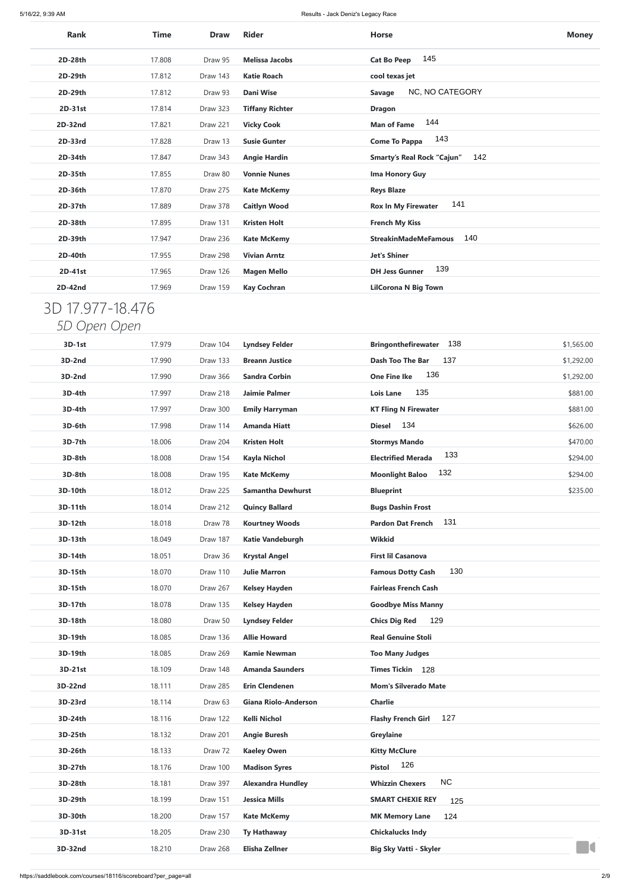| Rank | Time | Draw | Rider | Horse | Money |
|---|---|---|---|---|---|
| 2D-28th | 17.808 | Draw 95 | Melissa Jacobs | Cat Bo Peep 145 | |
| 2D-29th | 17.812 | Draw 143 | Katie Roach | cool texas jet | |
| 2D-29th | 17.812 | Draw 93 | Dani Wise | Savage NC, NO CATEGORY | |
| 2D-31st | 17.814 | Draw 323 | Tiffany Richter | Dragon | |
| 2D-32nd | 17.821 | Draw 221 | Vicky Cook | Man of Fame 144 | |
| 2D-33rd | 17.828 | Draw 13 | Susie Gunter | Come To Pappa 143 | |
| 2D-34th | 17.847 | Draw 343 | Angie Hardin | Smarty's Real Rock "Cajun" 142 | |
| 2D-35th | 17.855 | Draw 80 | Vonnie Nunes | Ima Honory Guy | |
| 2D-36th | 17.870 | Draw 275 | Kate McKemy | Reys Blaze | |
| 2D-37th | 17.889 | Draw 378 | Caitlyn Wood | Rox In My Firewater 141 | |
| 2D-38th | 17.895 | Draw 131 | Kristen Holt | French My Kiss | |
| 2D-39th | 17.947 | Draw 236 | Kate McKemy | StreakinMadeMeFamous 140 | |
| 2D-40th | 17.955 | Draw 298 | Vivian Arntz | Jet's Shiner | |
| 2D-41st | 17.965 | Draw 126 | Magen Mello | DH Jess Gunner 139 | |
| 2D-42nd | 17.969 | Draw 159 | Kay Cochran | LilCorona N Big Town | |

# 3D 17.977-18.476

*5D Open Open*

| Rank | Time | Draw | Rider | Horse | Money |
|---|---|---|---|---|---|
| 3D-1st | 17.979 | Draw 104 | Lyndsey Felder | Bringonthefirewater 138 | $1,565.00 |
| 3D-2nd | 17.990 | Draw 133 | Breann Justice | Dash Too The Bar 137 | $1,292.00 |
| 3D-2nd | 17.990 | Draw 366 | Sandra Corbin | One Fine Ike 136 | $1,292.00 |
| 3D-4th | 17.997 | Draw 218 | Jaimie Palmer | Lois Lane 135 | $881.00 |
| 3D-4th | 17.997 | Draw 300 | Emily Harryman | KT Fling N Firewater | $881.00 |
| 3D-6th | 17.998 | Draw 114 | Amanda Hiatt | Diesel 134 | $626.00 |
| 3D-7th | 18.006 | Draw 204 | Kristen Holt | Stormys Mando | $470.00 |
| 3D-8th | 18.008 | Draw 154 | Kayla Nichol | Electrified Merada 133 | $294.00 |
| 3D-8th | 18.008 | Draw 195 | Kate McKemy | Moonlight Baloo 132 | $294.00 |
| 3D-10th | 18.012 | Draw 225 | Samantha Dewhurst | Blueprint | $235.00 |
| 3D-11th | 18.014 | Draw 212 | Quincy Ballard | Bugs Dashin Frost | |
| 3D-12th | 18.018 | Draw 78 | Kourtney Woods | Pardon Dat French 131 | |
| 3D-13th | 18.049 | Draw 187 | Katie Vandeburgh | Wikkid | |
| 3D-14th | 18.051 | Draw 36 | Krystal Angel | First lil Casanova | |
| 3D-15th | 18.070 | Draw 110 | Julie Marron | Famous Dotty Cash 130 | |
| 3D-15th | 18.070 | Draw 267 | Kelsey Hayden | Fairleas French Cash | |
| 3D-17th | 18.078 | Draw 135 | Kelsey Hayden | Goodbye Miss Manny | |
| 3D-18th | 18.080 | Draw 50 | Lyndsey Felder | Chics Dig Red 129 | |
| 3D-19th | 18.085 | Draw 136 | Allie Howard | Real Genuine Stoli | |
| 3D-19th | 18.085 | Draw 269 | Kamie Newman | Too Many Judges | |
| 3D-21st | 18.109 | Draw 148 | Amanda Saunders | Times Tickin 128 | |
| 3D-22nd | 18.111 | Draw 285 | Erin Clendenen | Mom's Silverado Mate | |
| 3D-23rd | 18.114 | Draw 63 | Giana Riolo-Anderson | Charlie | |
| 3D-24th | 18.116 | Draw 122 | Kelli Nichol | Flashy French Girl 127 | |
| 3D-25th | 18.132 | Draw 201 | Angie Buresh | Greylaine | |
| 3D-26th | 18.133 | Draw 72 | Kaeley Owen | Kitty McClure | |
| 3D-27th | 18.176 | Draw 100 | Madison Syres | Pistol 126 | |
| 3D-28th | 18.181 | Draw 397 | Alexandra Hundley | Whizzin Chexers NC | |
| 3D-29th | 18.199 | Draw 151 | Jessica Mills | SMART CHEXIE REY 125 | |
| 3D-30th | 18.200 | Draw 157 | Kate McKemy | MK Memory Lane 124 | |
| 3D-31st | 18.205 | Draw 230 | Ty Hathaway | Chickalucks Indy | |
| 3D-32nd | 18.210 | Draw 268 | Elisha Zellner | Big Sky Vatti - Skyler | |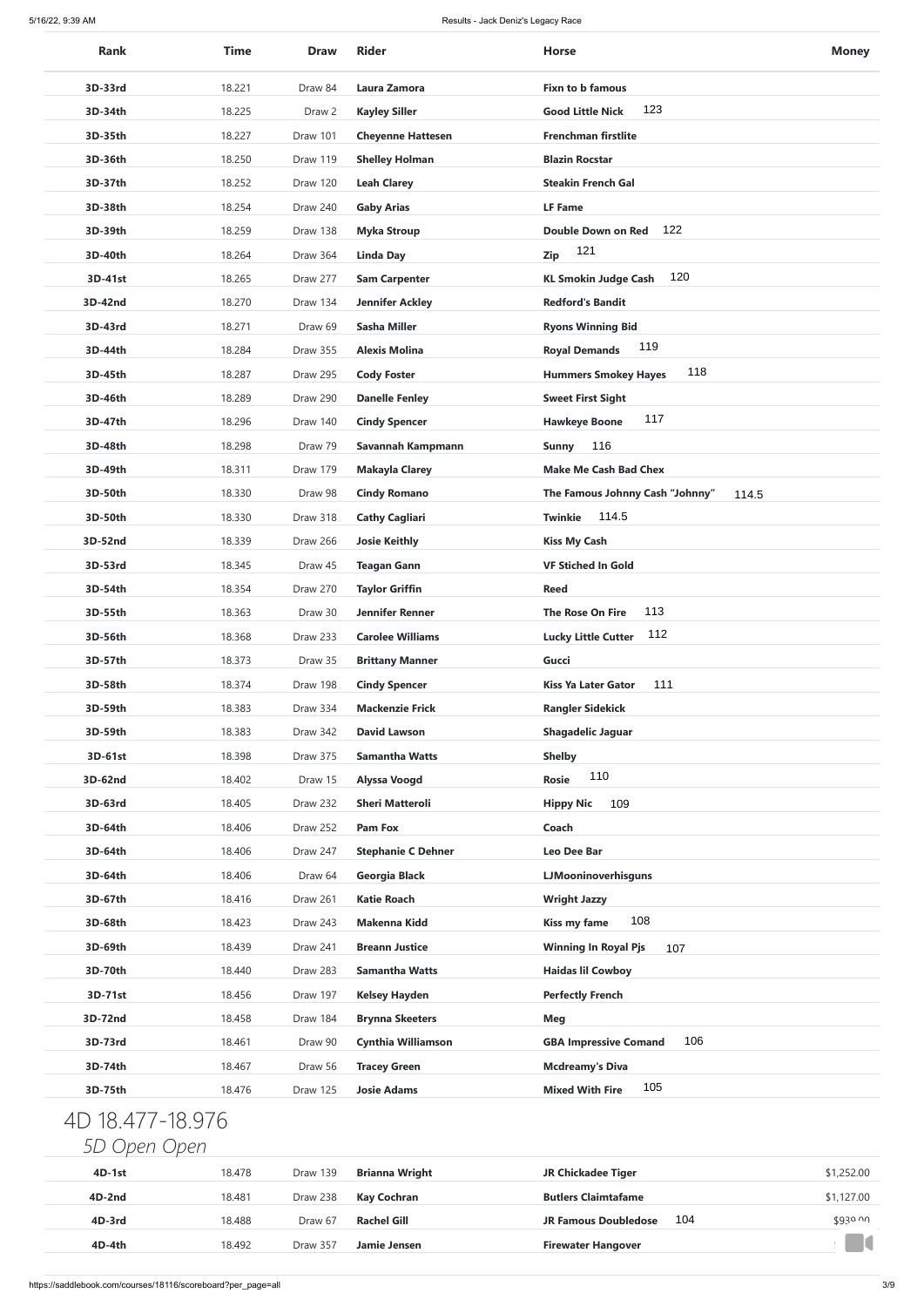| Rank | Time | Draw | Rider | Horse | Money |
|---|---|---|---|---|---|
| 3D-33rd | 18.221 | Draw 84 | Laura Zamora | Fixn to b famous | |
| 3D-34th | 18.225 | Draw 2 | Kayley Siller | Good Little Nick 123 | |
| 3D-35th | 18.227 | Draw 101 | Cheyenne Hattesen | Frenchman firstlite | |
| 3D-36th | 18.250 | Draw 119 | Shelley Holman | Blazin Rocstar | |
| 3D-37th | 18.252 | Draw 120 | Leah Clarey | Steakin French Gal | |
| 3D-38th | 18.254 | Draw 240 | Gaby Arias | LF Fame | |
| 3D-39th | 18.259 | Draw 138 | Myka Stroup | Double Down on Red 122 | |
| 3D-40th | 18.264 | Draw 364 | Linda Day | Zip 121 | |
| 3D-41st | 18.265 | Draw 277 | Sam Carpenter | KL Smokin Judge Cash 120 | |
| 3D-42nd | 18.270 | Draw 134 | Jennifer Ackley | Redford's Bandit | |
| 3D-43rd | 18.271 | Draw 69 | Sasha Miller | Ryons Winning Bid | |
| 3D-44th | 18.284 | Draw 355 | Alexis Molina | Royal Demands 119 | |
| 3D-45th | 18.287 | Draw 295 | Cody Foster | Hummers Smokey Hayes 118 | |
| 3D-46th | 18.289 | Draw 290 | Danelle Fenley | Sweet First Sight | |
| 3D-47th | 18.296 | Draw 140 | Cindy Spencer | Hawkeye Boone 117 | |
| 3D-48th | 18.298 | Draw 79 | Savannah Kampmann | Sunny 116 | |
| 3D-49th | 18.311 | Draw 179 | Makayla Clarey | Make Me Cash Bad Chex | |
| 3D-50th | 18.330 | Draw 98 | Cindy Romano | The Famous Johnny Cash "Johnny" 114.5 | |
| 3D-50th | 18.330 | Draw 318 | Cathy Cagliari | Twinkie 114.5 | |
| 3D-52nd | 18.339 | Draw 266 | Josie Keithly | Kiss My Cash | |
| 3D-53rd | 18.345 | Draw 45 | Teagan Gann | VF Stiched In Gold | |
| 3D-54th | 18.354 | Draw 270 | Taylor Griffin | Reed | |
| 3D-55th | 18.363 | Draw 30 | Jennifer Renner | The Rose On Fire 113 | |
| 3D-56th | 18.368 | Draw 233 | Carolee Williams | Lucky Little Cutter 112 | |
| 3D-57th | 18.373 | Draw 35 | Brittany Manner | Gucci | |
| 3D-58th | 18.374 | Draw 198 | Cindy Spencer | Kiss Ya Later Gator 111 | |
| 3D-59th | 18.383 | Draw 334 | Mackenzie Frick | Rangler Sidekick | |
| 3D-59th | 18.383 | Draw 342 | David Lawson | Shagadelic Jaguar | |
| 3D-61st | 18.398 | Draw 375 | Samantha Watts | Shelby | |
| 3D-62nd | 18.402 | Draw 15 | Alyssa Voogd | Rosie 110 | |
| 3D-63rd | 18.405 | Draw 232 | Sheri Matteroli | Hippy Nic 109 | |
| 3D-64th | 18.406 | Draw 252 | Pam Fox | Coach | |
| 3D-64th | 18.406 | Draw 247 | Stephanie C Dehner | Leo Dee Bar | |
| 3D-64th | 18.406 | Draw 64 | Georgia Black | LJMooninoverhisguns | |
| 3D-67th | 18.416 | Draw 261 | Katie Roach | Wright Jazzy | |
| 3D-68th | 18.423 | Draw 243 | Makenna Kidd | Kiss my fame 108 | |
| 3D-69th | 18.439 | Draw 241 | Breann Justice | Winning In Royal Pjs 107 | |
| 3D-70th | 18.440 | Draw 283 | Samantha Watts | Haidas lil Cowboy | |
| 3D-71st | 18.456 | Draw 197 | Kelsey Hayden | Perfectly French | |
| 3D-72nd | 18.458 | Draw 184 | Brynna Skeeters | Meg | |
| 3D-73rd | 18.461 | Draw 90 | Cynthia Williamson | GBA Impressive Comand 106 | |
| 3D-74th | 18.467 | Draw 56 | Tracey Green | Mcdreamy's Diva | |
| 3D-75th | 18.476 | Draw 125 | Josie Adams | Mixed With Fire 105 | |

# 4D 18.477-18.976

*5D Open Open*

| Rank | Time | Draw | Rider | Horse | Money |
|---|---|---|---|---|---|
| 4D-1st | 18.478 | Draw 139 | Brianna Wright | JR Chickadee Tiger | $1,252.00 |
| 4D-2nd | 18.481 | Draw 238 | Kay Cochran | Butlers Claimtafame | $1,127.00 |
| 4D-3rd | 18.488 | Draw 67 | Rachel Gill | JR Famous Doubledose 104 | $939.00 |
| 4D-4th | 18.492 | Draw 357 | Jamie Jensen | Firewater Hangover | |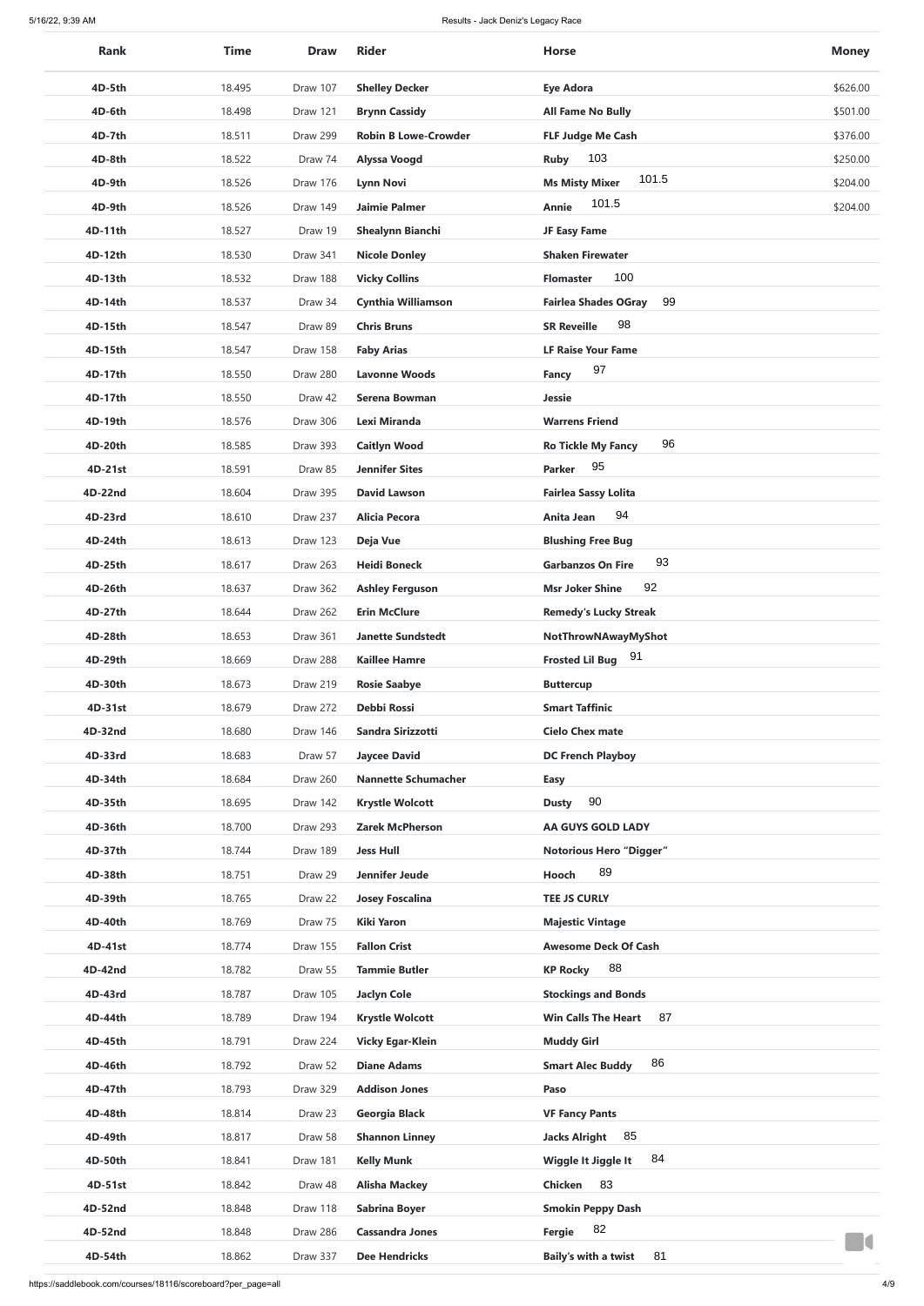| Rank | Time | Draw | Rider | Horse | Money |
|---|---|---|---|---|---|
| 4D-5th | 18.495 | Draw 107 | Shelley Decker | Eye Adora | $626.00 |
| 4D-6th | 18.498 | Draw 121 | Brynn Cassidy | All Fame No Bully | $501.00 |
| 4D-7th | 18.511 | Draw 299 | Robin B Lowe-Crowder | FLF Judge Me Cash | $376.00 |
| 4D-8th | 18.522 | Draw 74 | Alyssa Voogd | Ruby 103 | $250.00 |
| 4D-9th | 18.526 | Draw 176 | Lynn Novi | Ms Misty Mixer 101.5 | $204.00 |
| 4D-9th | 18.526 | Draw 149 | Jaimie Palmer | Annie 101.5 | $204.00 |
| 4D-11th | 18.527 | Draw 19 | Shealynn Bianchi | JF Easy Fame | |
| 4D-12th | 18.530 | Draw 341 | Nicole Donley | Shaken Firewater | |
| 4D-13th | 18.532 | Draw 188 | Vicky Collins | Flomaster 100 | |
| 4D-14th | 18.537 | Draw 34 | Cynthia Williamson | Fairlea Shades OGray 99 | |
| 4D-15th | 18.547 | Draw 89 | Chris Bruns | SR Reveille 98 | |
| 4D-15th | 18.547 | Draw 158 | Faby Arias | LF Raise Your Fame | |
| 4D-17th | 18.550 | Draw 280 | Lavonne Woods | Fancy 97 | |
| 4D-17th | 18.550 | Draw 42 | Serena Bowman | Jessie | |
| 4D-19th | 18.576 | Draw 306 | Lexi Miranda | Warrens Friend | |
| 4D-20th | 18.585 | Draw 393 | Caitlyn Wood | Ro Tickle My Fancy 96 | |
| 4D-21st | 18.591 | Draw 85 | Jennifer Sites | Parker 95 | |
| 4D-22nd | 18.604 | Draw 395 | David Lawson | Fairlea Sassy Lolita | |
| 4D-23rd | 18.610 | Draw 237 | Alicia Pecora | Anita Jean 94 | |
| 4D-24th | 18.613 | Draw 123 | Deja Vue | Blushing Free Bug | |
| 4D-25th | 18.617 | Draw 263 | Heidi Boneck | Garbanzos On Fire 93 | |
| 4D-26th | 18.637 | Draw 362 | Ashley Ferguson | Msr Joker Shine 92 | |
| 4D-27th | 18.644 | Draw 262 | Erin McClure | Remedy's Lucky Streak | |
| 4D-28th | 18.653 | Draw 361 | Janette Sundstedt | NotThrowNAwayMyShot | |
| 4D-29th | 18.669 | Draw 288 | Kaillee Hamre | Frosted Lil Bug 91 | |
| 4D-30th | 18.673 | Draw 219 | Rosie Saabye | Buttercup | |
| 4D-31st | 18.679 | Draw 272 | Debbi Rossi | Smart Taffinic | |
| 4D-32nd | 18.680 | Draw 146 | Sandra Sirizzotti | Cielo Chex mate | |
| 4D-33rd | 18.683 | Draw 57 | Jaycee David | DC French Playboy | |
| 4D-34th | 18.684 | Draw 260 | Nannette Schumacher | Easy | |
| 4D-35th | 18.695 | Draw 142 | Krystle Wolcott | Dusty 90 | |
| 4D-36th | 18.700 | Draw 293 | Zarek McPherson | AA GUYS GOLD LADY | |
| 4D-37th | 18.744 | Draw 189 | Jess Hull | Notorious Hero "Digger" | |
| 4D-38th | 18.751 | Draw 29 | Jennifer Jeude | Hooch 89 | |
| 4D-39th | 18.765 | Draw 22 | Josey Foscalina | TEE JS CURLY | |
| 4D-40th | 18.769 | Draw 75 | Kiki Yaron | Majestic Vintage | |
| 4D-41st | 18.774 | Draw 155 | Fallon Crist | Awesome Deck Of Cash | |
| 4D-42nd | 18.782 | Draw 55 | Tammie Butler | KP Rocky 88 | |
| 4D-43rd | 18.787 | Draw 105 | Jaclyn Cole | Stockings and Bonds | |
| 4D-44th | 18.789 | Draw 194 | Krystle Wolcott | Win Calls The Heart 87 | |
| 4D-45th | 18.791 | Draw 224 | Vicky Egar-Klein | Muddy Girl | |
| 4D-46th | 18.792 | Draw 52 | Diane Adams | Smart Alec Buddy 86 | |
| 4D-47th | 18.793 | Draw 329 | Addison Jones | Paso | |
| 4D-48th | 18.814 | Draw 23 | Georgia Black | VF Fancy Pants | |
| 4D-49th | 18.817 | Draw 58 | Shannon Linney | Jacks Alright 85 | |
| 4D-50th | 18.841 | Draw 181 | Kelly Munk | Wiggle It Jiggle It 84 | |
| 4D-51st | 18.842 | Draw 48 | Alisha Mackey | Chicken 83 | |
| 4D-52nd | 18.848 | Draw 118 | Sabrina Boyer | Smokin Peppy Dash | |
| 4D-52nd | 18.848 | Draw 286 | Cassandra Jones | Fergie 82 | |
| 4D-54th | 18.862 | Draw 337 | Dee Hendricks | Baily's with a twist 81 | |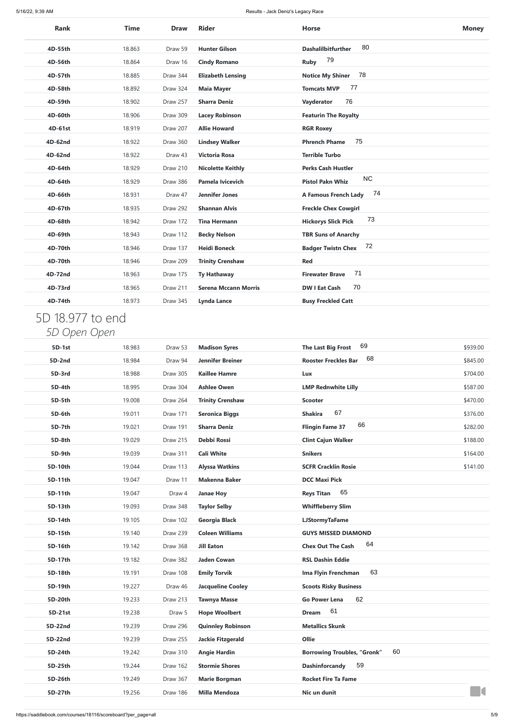| Rank | Time | Draw | Rider | Horse | Money |
|---|---|---|---|---|---|
| 4D-55th | 18.863 | Draw 59 | **Hunter Gilson** | **Dashalilbitfurther** 80 | |
| 4D-56th | 18.864 | Draw 16 | **Cindy Romano** | **Ruby** 79 | |
| 4D-57th | 18.885 | Draw 344 | **Elizabeth Lensing** | **Notice My Shiner** 78 | |
| 4D-58th | 18.892 | Draw 324 | **Maia Mayer** | **Tomcats MVP** 77 | |
| 4D-59th | 18.902 | Draw 257 | **Sharra Deniz** | **Vayderator** 76 | |
| 4D-60th | 18.906 | Draw 309 | **Lacey Robinson** | **Featurin The Royalty** | |
| 4D-61st | 18.919 | Draw 207 | **Allie Howard** | **RGR Roxey** | |
| 4D-62nd | 18.922 | Draw 360 | **Lindsey Walker** | **Phrench Phame** 75 | |
| 4D-62nd | 18.922 | Draw 43 | **Victoria Rosa** | **Terrible Turbo** | |
| 4D-64th | 18.929 | Draw 210 | **Nicolette Keithly** | **Perks Cash Hustler** | |
| 4D-64th | 18.929 | Draw 386 | **Pamela Ivicevich** | **Pistol Pakn Whiz** NC | |
| 4D-66th | 18.931 | Draw 47 | **Jennifer Jones** | **A Famous French Lady** 74 | |
| 4D-67th | 18.935 | Draw 292 | **Shannan Alvis** | **Freckle Chex Cowgirl** | |
| 4D-68th | 18.942 | Draw 172 | **Tina Hermann** | **Hickorys Slick Pick** 73 | |
| 4D-69th | 18.943 | Draw 112 | **Becky Nelson** | **TBR Suns of Anarchy** | |
| 4D-70th | 18.946 | Draw 137 | **Heidi Boneck** | **Badger Twistn Chex** 72 | |
| 4D-70th | 18.946 | Draw 209 | **Trinity Crenshaw** | **Red** | |
| 4D-72nd | 18.963 | Draw 175 | **Ty Hathaway** | **Firewater Brave** 71 | |
| 4D-73rd | 18.965 | Draw 211 | **Serena Mccann Morris** | **DW I Eat Cash** 70 | |
| 4D-74th | 18.973 | Draw 345 | **Lynda Lance** | **Busy Freckled Catt** | |

# 5D 18.977 to end

## *5D Open Open*

| Rank | Time | Draw | Rider | Horse | Money |
|---|---|---|---|---|---|
| 5D-1st | 18.983 | Draw 53 | **Madison Syres** | **The Last Big Frost** 69 | $939.00 |
| 5D-2nd | 18.984 | Draw 94 | **Jennifer Breiner** | **Rooster Freckles Bar** 68 | $845.00 |
| 5D-3rd | 18.988 | Draw 305 | **Kaillee Hamre** | **Lux** | $704.00 |
| 5D-4th | 18.995 | Draw 304 | **Ashlee Owen** | **LMP Rednwhite Lilly** | $587.00 |
| 5D-5th | 19.008 | Draw 264 | **Trinity Crenshaw** | **Scooter** | $470.00 |
| 5D-6th | 19.011 | Draw 171 | **Seronica Biggs** | **Shakira** 67 | $376.00 |
| 5D-7th | 19.021 | Draw 191 | **Sharra Deniz** | **Flingin Fame 37** 66 | $282.00 |
| 5D-8th | 19.029 | Draw 215 | **Debbi Rossi** | **Clint Cajun Walker** | $188.00 |
| 5D-9th | 19.039 | Draw 311 | **Cali White** | **Snikers** | $164.00 |
| 5D-10th | 19.044 | Draw 113 | **Alyssa Watkins** | **SCFR Cracklin Rosie** | $141.00 |
| 5D-11th | 19.047 | Draw 11 | **Makenna Baker** | **DCC Maxi Pick** | |
| 5D-11th | 19.047 | Draw 4 | **Janae Hoy** | **Reys Titan** 65 | |
| 5D-13th | 19.093 | Draw 348 | **Taylor Selby** | **Whiffleberry Slim** | |
| 5D-14th | 19.105 | Draw 102 | **Georgia Black** | **LJStormyTaFame** | |
| 5D-15th | 19.140 | Draw 239 | **Coleen Williams** | **GUYS MISSED DIAMOND** | |
| 5D-16th | 19.142 | Draw 368 | **Jill Eaton** | **Chex Out The Cash** 64 | |
| 5D-17th | 19.182 | Draw 382 | **Jaden Cowan** | **RSL Dashin Eddie** | |
| 5D-18th | 19.191 | Draw 108 | **Emily Torvik** | **Ima Flyin Frenchman** 63 | |
| 5D-19th | 19.227 | Draw 46 | **Jacqueline Cooley** | **Scoots Risky Business** | |
| 5D-20th | 19.233 | Draw 213 | **Tawnya Masse** | **Go Power Lena** 62 | |
| 5D-21st | 19.238 | Draw 5 | **Hope Woolbert** | **Dream** 61 | |
| 5D-22nd | 19.239 | Draw 296 | **Quinnley Robinson** | **Metallics Skunk** | |
| 5D-22nd | 19.239 | Draw 255 | **Jackie Fitzgerald** | **Ollie** | |
| 5D-24th | 19.242 | Draw 310 | **Angie Hardin** | **Borrowing Troubles, "Gronk"** 60 | |
| 5D-25th | 19.244 | Draw 162 | **Stormie Shores** | **Dashinforcandy** 59 | |
| 5D-26th | 19.249 | Draw 367 | **Marie Borgman** | **Rocket Fire Ta Fame** | |
| 5D-27th | 19.256 | Draw 186 | **Milla Mendoza** | **Nic un dunit** | |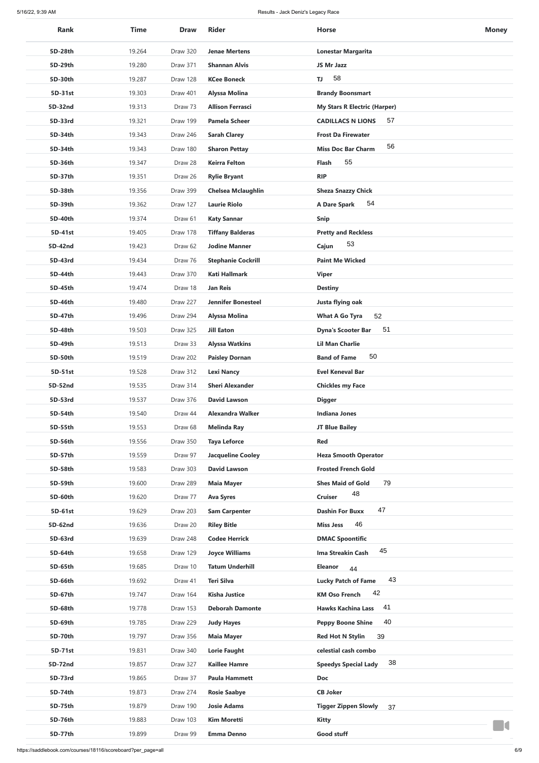| Rank | Time | Draw | Rider | Horse | Money |
|---|---|---|---|---|---|
| 5D-28th | 19.264 | Draw 320 | Jenae Mertens | Lonestar Margarita | |
| 5D-29th | 19.280 | Draw 371 | Shannan Alvis | JS Mr Jazz | |
| 5D-30th | 19.287 | Draw 128 | KCee Boneck | TJ 58 | |
| 5D-31st | 19.303 | Draw 401 | Alyssa Molina | Brandy Boonsmart | |
| 5D-32nd | 19.313 | Draw 73 | Allison Ferrasci | My Stars R Electric (Harper) | |
| 5D-33rd | 19.321 | Draw 199 | Pamela Scheer | CADILLACS N LIONS 57 | |
| 5D-34th | 19.343 | Draw 246 | Sarah Clarey | Frost Da Firewater | |
| 5D-34th | 19.343 | Draw 180 | Sharon Pettay | Miss Doc Bar Charm 56 | |
| 5D-36th | 19.347 | Draw 28 | Keirra Felton | Flash 55 | |
| 5D-37th | 19.351 | Draw 26 | Rylie Bryant | RIP | |
| 5D-38th | 19.356 | Draw 399 | Chelsea Mclaughlin | Sheza Snazzy Chick | |
| 5D-39th | 19.362 | Draw 127 | Laurie Riolo | A Dare Spark 54 | |
| 5D-40th | 19.374 | Draw 61 | Katy Sannar | Snip | |
| 5D-41st | 19.405 | Draw 178 | Tiffany Balderas | Pretty and Reckless | |
| 5D-42nd | 19.423 | Draw 62 | Jodine Manner | Cajun 53 | |
| 5D-43rd | 19.434 | Draw 76 | Stephanie Cockrill | Paint Me Wicked | |
| 5D-44th | 19.443 | Draw 370 | Kati Hallmark | Viper | |
| 5D-45th | 19.474 | Draw 18 | Jan Reis | Destiny | |
| 5D-46th | 19.480 | Draw 227 | Jennifer Bonesteel | Justa flying oak | |
| 5D-47th | 19.496 | Draw 294 | Alyssa Molina | What A Go Tyra 52 | |
| 5D-48th | 19.503 | Draw 325 | Jill Eaton | Dyna's Scooter Bar 51 | |
| 5D-49th | 19.513 | Draw 33 | Alyssa Watkins | Lil Man Charlie | |
| 5D-50th | 19.519 | Draw 202 | Paisley Dornan | Band of Fame 50 | |
| 5D-51st | 19.528 | Draw 312 | Lexi Nancy | Evel Keneval Bar | |
| 5D-52nd | 19.535 | Draw 314 | Sheri Alexander | Chickles my Face | |
| 5D-53rd | 19.537 | Draw 376 | David Lawson | Digger | |
| 5D-54th | 19.540 | Draw 44 | Alexandra Walker | Indiana Jones | |
| 5D-55th | 19.553 | Draw 68 | Melinda Ray | JT Blue Bailey | |
| 5D-56th | 19.556 | Draw 350 | Taya Leforce | Red | |
| 5D-57th | 19.559 | Draw 97 | Jacqueline Cooley | Heza Smooth Operator | |
| 5D-58th | 19.583 | Draw 303 | David Lawson | Frosted French Gold | |
| 5D-59th | 19.600 | Draw 289 | Maia Mayer | Shes Maid of Gold 79 | |
| 5D-60th | 19.620 | Draw 77 | Ava Syres | Cruiser 48 | |
| 5D-61st | 19.629 | Draw 203 | Sam Carpenter | Dashin For Buxx 47 | |
| 5D-62nd | 19.636 | Draw 20 | Riley Bitle | Miss Jess 46 | |
| 5D-63rd | 19.639 | Draw 248 | Codee Herrick | DMAC Spoontific | |
| 5D-64th | 19.658 | Draw 129 | Joyce Williams | Ima Streakin Cash 45 | |
| 5D-65th | 19.685 | Draw 10 | Tatum Underhill | Eleanor 44 | |
| 5D-66th | 19.692 | Draw 41 | Teri Silva | Lucky Patch of Fame 43 | |
| 5D-67th | 19.747 | Draw 164 | Kisha Justice | KM Oso French 42 | |
| 5D-68th | 19.778 | Draw 153 | Deborah Damonte | Hawks Kachina Lass 41 | |
| 5D-69th | 19.785 | Draw 229 | Judy Hayes | Peppy Boone Shine 40 | |
| 5D-70th | 19.797 | Draw 356 | Maia Mayer | Red Hot N Stylin 39 | |
| 5D-71st | 19.831 | Draw 340 | Lorie Faught | celestial cash combo | |
| 5D-72nd | 19.857 | Draw 327 | Kaillee Hamre | Speedys Special Lady 38 | |
| 5D-73rd | 19.865 | Draw 37 | Paula Hammett | Doc | |
| 5D-74th | 19.873 | Draw 274 | Rosie Saabye | CB Joker | |
| 5D-75th | 19.879 | Draw 190 | Josie Adams | Tigger Zippen Slowly 37 | |
| 5D-76th | 19.883 | Draw 103 | Kim Moretti | Kitty | |
| 5D-77th | 19.899 | Draw 99 | Emma Denno | Good stuff | |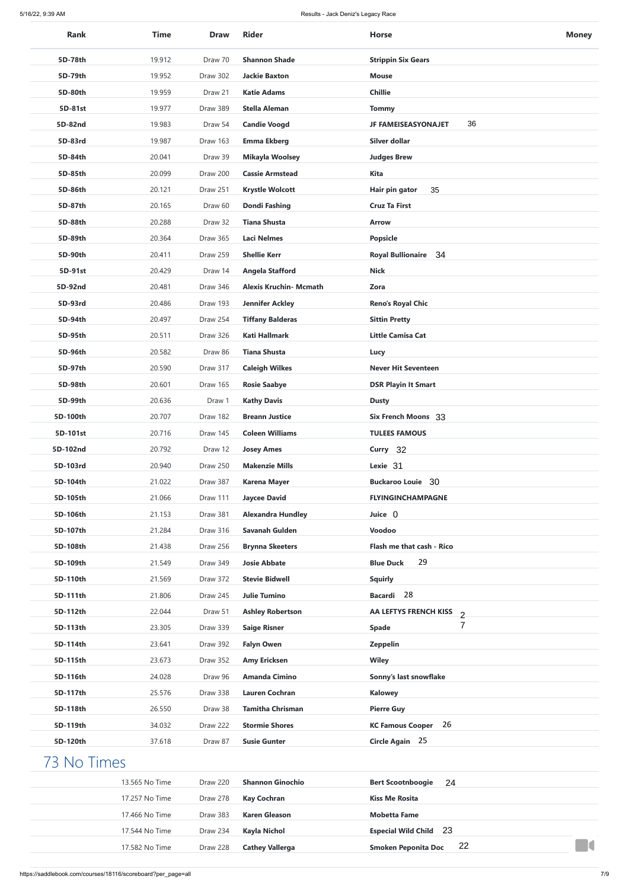| Rank | Time | Draw | Rider | Horse | Money |
|---|---|---|---|---|---|
| 5D-78th | 19.912 | Draw 70 | **Shannon Shade** | **Strippin Six Gears** | |
| 5D-79th | 19.952 | Draw 302 | **Jackie Baxton** | **Mouse** | |
| 5D-80th | 19.959 | Draw 21 | **Katie Adams** | **Chillie** | |
| 5D-81st | 19.977 | Draw 389 | **Stella Aleman** | **Tommy** | |
| 5D-82nd | 19.983 | Draw 54 | **Candie Voogd** | **JF FAMEISEASYONAJET** 36 | |
| 5D-83rd | 19.987 | Draw 163 | **Emma Ekberg** | **Silver dollar** | |
| 5D-84th | 20.041 | Draw 39 | **Mikayla Woolsey** | **Judges Brew** | |
| 5D-85th | 20.099 | Draw 200 | **Cassie Armstead** | **Kita** | |
| 5D-86th | 20.121 | Draw 251 | **Krystle Wolcott** | **Hair pin gator** 35 | |
| 5D-87th | 20.165 | Draw 60 | **Dondi Fashing** | **Cruz Ta First** | |
| 5D-88th | 20.288 | Draw 32 | **Tiana Shusta** | **Arrow** | |
| 5D-89th | 20.364 | Draw 365 | **Laci Nelmes** | **Popsicle** | |
| 5D-90th | 20.411 | Draw 259 | **Shellie Kerr** | **Royal Bullionaire** 34 | |
| 5D-91st | 20.429 | Draw 14 | **Angela Stafford** | **Nick** | |
| 5D-92nd | 20.481 | Draw 346 | **Alexis Kruchin- Mcmath** | **Zora** | |
| 5D-93rd | 20.486 | Draw 193 | **Jennifer Ackley** | **Reno's Royal Chic** | |
| 5D-94th | 20.497 | Draw 254 | **Tiffany Balderas** | **Sittin Pretty** | |
| 5D-95th | 20.511 | Draw 326 | **Kati Hallmark** | **Little Camisa Cat** | |
| 5D-96th | 20.582 | Draw 86 | **Tiana Shusta** | **Lucy** | |
| 5D-97th | 20.590 | Draw 317 | **Caleigh Wilkes** | **Never Hit Seventeen** | |
| 5D-98th | 20.601 | Draw 165 | **Rosie Saabye** | **DSR Playin It Smart** | |
| 5D-99th | 20.636 | Draw 1 | **Kathy Davis** | **Dusty** | |
| 5D-100th | 20.707 | Draw 182 | **Breann Justice** | **Six French Moons** 33 | |
| 5D-101st | 20.716 | Draw 145 | **Coleen Williams** | **TULEES FAMOUS** | |
| 5D-102nd | 20.792 | Draw 12 | **Josey Ames** | **Curry** 32 | |
| 5D-103rd | 20.940 | Draw 250 | **Makenzie Mills** | **Lexie** 31 | |
| 5D-104th | 21.022 | Draw 387 | **Karena Mayer** | **Buckaroo Louie** 30 | |
| 5D-105th | 21.066 | Draw 111 | **Jaycee David** | **FLYINGINCHAMPAGNE** | |
| 5D-106th | 21.153 | Draw 381 | **Alexandra Hundley** | **Juice** 0 | |
| 5D-107th | 21.284 | Draw 316 | **Savanah Gulden** | **Voodoo** | |
| 5D-108th | 21.438 | Draw 256 | **Brynna Skeeters** | **Flash me that cash - Rico** | |
| 5D-109th | 21.549 | Draw 349 | **Josie Abbate** | **Blue Duck** 29 | |
| 5D-110th | 21.569 | Draw 372 | **Stevie Bidwell** | **Squirly** | |
| 5D-111th | 21.806 | Draw 245 | **Julie Tumino** | **Bacardi** 28 | |
| 5D-112th | 22.044 | Draw 51 | **Ashley Robertson** | **AA LEFTYS FRENCH KISS** 27 | |
| 5D-113th | 23.305 | Draw 339 | **Saige Risner** | **Spade** | |
| 5D-114th | 23.641 | Draw 392 | **Falyn Owen** | **Zeppelin** | |
| 5D-115th | 23.673 | Draw 352 | **Amy Ericksen** | **Wiley** | |
| 5D-116th | 24.028 | Draw 96 | **Amanda Cimino** | **Sonny's last snowflake** | |
| 5D-117th | 25.576 | Draw 338 | **Lauren Cochran** | **Kalowey** | |
| 5D-118th | 26.550 | Draw 38 | **Tamitha Chrisman** | **Pierre Guy** | |
| 5D-119th | 34.032 | Draw 222 | **Stormie Shores** | **KC Famous Cooper** 26 | |
| 5D-120th | 37.618 | Draw 87 | **Susie Gunter** | **Circle Again** 25 | |

## 73 No Times

| | Time | Draw | Rider | Horse | Money |
|---|---|---|---|---|---|
| | 13.565 No Time | Draw 220 | **Shannon Ginochio** | **Bert Scootnboogie** 24 | |
| | 17.257 No Time | Draw 278 | **Kay Cochran** | **Kiss Me Rosita** | |
| | 17.466 No Time | Draw 383 | **Karen Gleason** | **Mobetta Fame** | |
| | 17.544 No Time | Draw 234 | **Kayla Nichol** | **Especial Wild Child** 23 | |
| | 17.582 No Time | Draw 228 | **Cathey Vallerga** | **Smoken Peponita Doc** 22 | |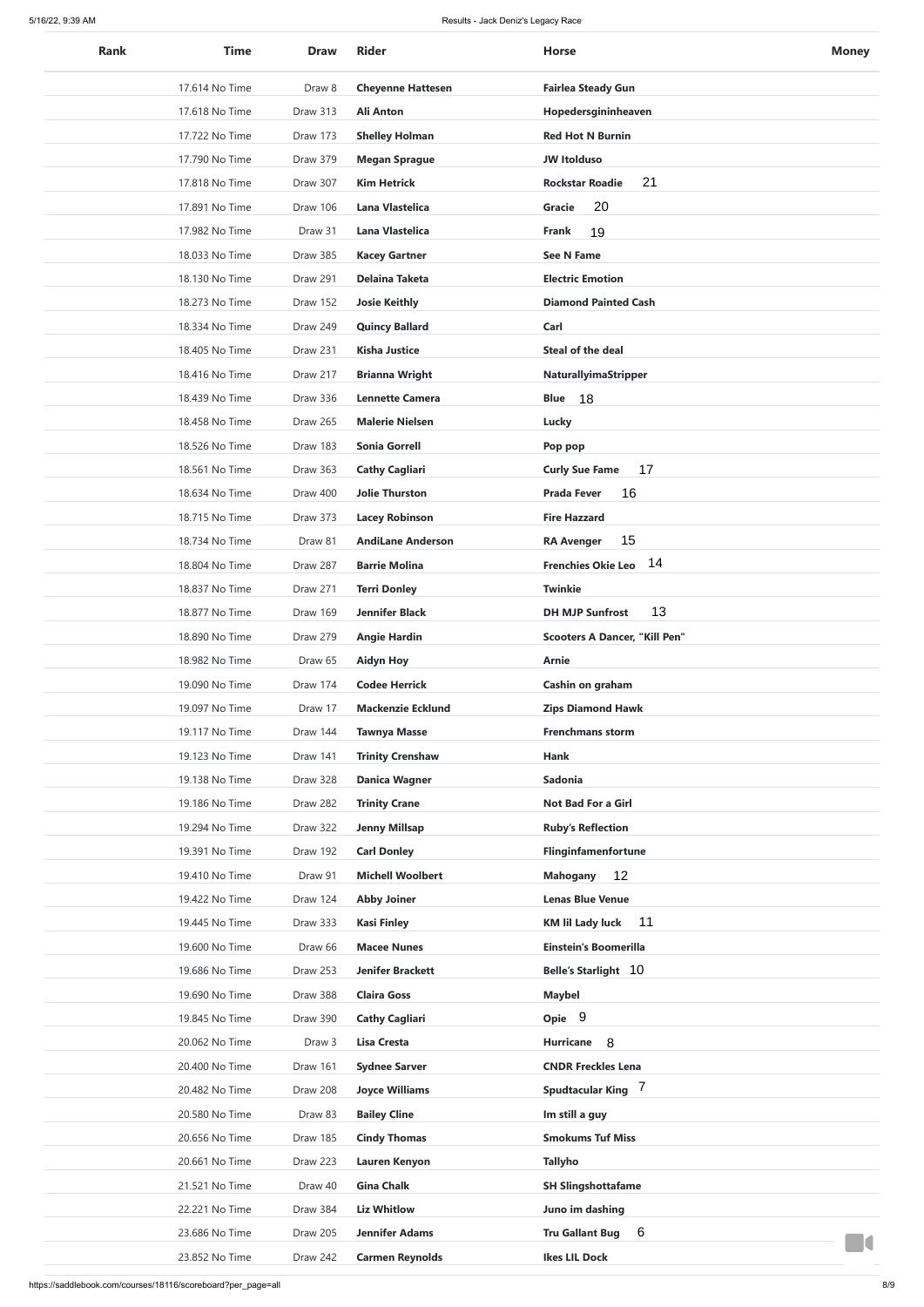| Rank | Time | Draw | Rider | Horse | Money |
|---|---|---|---|---|---|
| | 17.614 No Time | Draw 8 | **Cheyenne Hattesen** | **Fairlea Steady Gun** | |
| | 17.618 No Time | Draw 313 | **Ali Anton** | **Hopedersgininheaven** | |
| | 17.722 No Time | Draw 173 | **Shelley Holman** | **Red Hot N Burnin** | |
| | 17.790 No Time | Draw 379 | **Megan Sprague** | **JW Itolduso** | |
| | 17.818 No Time | Draw 307 | **Kim Hetrick** | **Rockstar Roadie** 21 | |
| | 17.891 No Time | Draw 106 | **Lana Vlastelica** | **Gracie** 20 | |
| | 17.982 No Time | Draw 31 | **Lana Vlastelica** | **Frank** 19 | |
| | 18.033 No Time | Draw 385 | **Kacey Gartner** | **See N Fame** | |
| | 18.130 No Time | Draw 291 | **Delaina Taketa** | **Electric Emotion** | |
| | 18.273 No Time | Draw 152 | **Josie Keithly** | **Diamond Painted Cash** | |
| | 18.334 No Time | Draw 249 | **Quincy Ballard** | **Carl** | |
| | 18.405 No Time | Draw 231 | **Kisha Justice** | **Steal of the deal** | |
| | 18.416 No Time | Draw 217 | **Brianna Wright** | **NaturallyimaStripper** | |
| | 18.439 No Time | Draw 336 | **Lennette Camera** | **Blue** 18 | |
| | 18.458 No Time | Draw 265 | **Malerie Nielsen** | **Lucky** | |
| | 18.526 No Time | Draw 183 | **Sonia Gorrell** | **Pop pop** | |
| | 18.561 No Time | Draw 363 | **Cathy Cagliari** | **Curly Sue Fame** 17 | |
| | 18.634 No Time | Draw 400 | **Jolie Thurston** | **Prada Fever** 16 | |
| | 18.715 No Time | Draw 373 | **Lacey Robinson** | **Fire Hazzard** | |
| | 18.734 No Time | Draw 81 | **AndiLane Anderson** | **RA Avenger** 15 | |
| | 18.804 No Time | Draw 287 | **Barrie Molina** | **Frenchies Okie Leo** 14 | |
| | 18.837 No Time | Draw 271 | **Terri Donley** | **Twinkie** | |
| | 18.877 No Time | Draw 169 | **Jennifer Black** | **DH MJP Sunfrost** 13 | |
| | 18.890 No Time | Draw 279 | **Angie Hardin** | **Scooters A Dancer, "Kill Pen"** | |
| | 18.982 No Time | Draw 65 | **Aidyn Hoy** | **Arnie** | |
| | 19.090 No Time | Draw 174 | **Codee Herrick** | **Cashin on graham** | |
| | 19.097 No Time | Draw 17 | **Mackenzie Ecklund** | **Zips Diamond Hawk** | |
| | 19.117 No Time | Draw 144 | **Tawnya Masse** | **Frenchmans storm** | |
| | 19.123 No Time | Draw 141 | **Trinity Crenshaw** | **Hank** | |
| | 19.138 No Time | Draw 328 | **Danica Wagner** | **Sadonia** | |
| | 19.186 No Time | Draw 282 | **Trinity Crane** | **Not Bad For a Girl** | |
| | 19.294 No Time | Draw 322 | **Jenny Millsap** | **Ruby's Reflection** | |
| | 19.391 No Time | Draw 192 | **Carl Donley** | **Flinginfamenfortune** | |
| | 19.410 No Time | Draw 91 | **Michell Woolbert** | **Mahogany** 12 | |
| | 19.422 No Time | Draw 124 | **Abby Joiner** | **Lenas Blue Venue** | |
| | 19.445 No Time | Draw 333 | **Kasi Finley** | **KM lil Lady luck** 11 | |
| | 19.600 No Time | Draw 66 | **Macee Nunes** | **Einstein's Boomerilla** | |
| | 19.686 No Time | Draw 253 | **Jenifer Brackett** | **Belle's Starlight** 10 | |
| | 19.690 No Time | Draw 388 | **Claira Goss** | **Maybel** | |
| | 19.845 No Time | Draw 390 | **Cathy Cagliari** | **Opie** 9 | |
| | 20.062 No Time | Draw 3 | **Lisa Cresta** | **Hurricane** 8 | |
| | 20.400 No Time | Draw 161 | **Sydnee Sarver** | **CNDR Freckles Lena** | |
| | 20.482 No Time | Draw 208 | **Joyce Williams** | **Spudtacular King** 7 | |
| | 20.580 No Time | Draw 83 | **Bailey Cline** | **Im still a guy** | |
| | 20.656 No Time | Draw 185 | **Cindy Thomas** | **Smokums Tuf Miss** | |
| | 20.661 No Time | Draw 223 | **Lauren Kenyon** | **Tallyho** | |
| | 21.521 No Time | Draw 40 | **Gina Chalk** | **SH Slingshottafame** | |
| | 22.221 No Time | Draw 384 | **Liz Whitlow** | **Juno im dashing** | |
| | 23.686 No Time | Draw 205 | **Jennifer Adams** | **Tru Gallant Bug** 6 | |
| | 23.852 No Time | Draw 242 | **Carmen Reynolds** | **Ikes LIL Dock** | |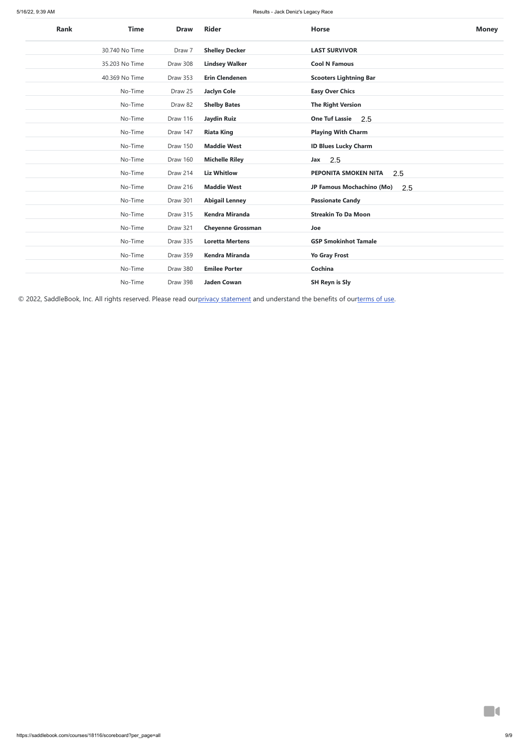| Rank | Time | Draw | Rider | Horse | Money |
|---|---|---|---|---|---|
| | 30.740 No Time | Draw 7 | **Shelley Decker** | **LAST SURVIVOR** | |
| | 35.203 No Time | Draw 308 | **Lindsey Walker** | **Cool N Famous** | |
| | 40.369 No Time | Draw 353 | **Erin Clendenen** | **Scooters Lightning Bar** | |
| | No-Time | Draw 25 | **Jaclyn Cole** | **Easy Over Chics** | |
| | No-Time | Draw 82 | **Shelby Bates** | **The Right Version** | |
| | No-Time | Draw 116 | **Jaydin Ruiz** | **One Tuf Lassie** 2.5 | |
| | No-Time | Draw 147 | **Riata King** | **Playing With Charm** | |
| | No-Time | Draw 150 | **Maddie West** | **ID Blues Lucky Charm** | |
| | No-Time | Draw 160 | **Michelle Riley** | **Jax** 2.5 | |
| | No-Time | Draw 214 | **Liz Whitlow** | **PEPONITA SMOKEN NITA** 2.5 | |
| | No-Time | Draw 216 | **Maddie West** | **JP Famous Mochachino (Mo)** 2.5 | |
| | No-Time | Draw 301 | **Abigail Lenney** | **Passionate Candy** | |
| | No-Time | Draw 315 | **Kendra Miranda** | **Streakin To Da Moon** | |
| | No-Time | Draw 321 | **Cheyenne Grossman** | **Joe** | |
| | No-Time | Draw 335 | **Loretta Mertens** | **GSP Smokinhot Tamale** | |
| | No-Time | Draw 359 | **Kendra Miranda** | **Yo Gray Frost** | |
| | No-Time | Draw 380 | **Emilee Porter** | **Cochina** | |
| | No-Time | Draw 398 | **Jaden Cowan** | **SH Reyn is Sly** | |

© 2022, SaddleBook, Inc. All rights reserved. Please read ourprivacy statement and understand the benefits of ourterms of use.